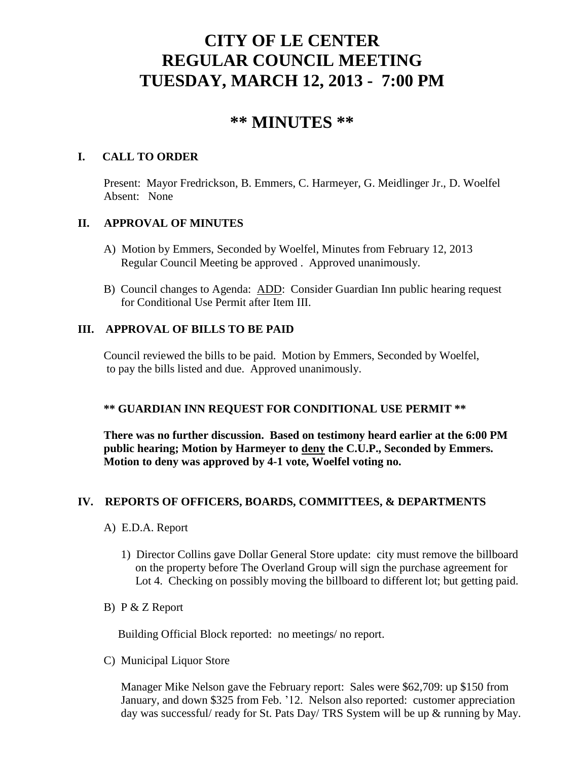# CITY OF LE CENTER
# REGULAR COUNCIL MEETING
# TUESDAY, MARCH 12, 2013 - 7:00 PM

## ** MINUTES **

### I. CALL TO ORDER

Present: Mayor Fredrickson, B. Emmers, C. Harmeyer, G. Meidlinger Jr., D. Woelfel
Absent: None

### II. APPROVAL OF MINUTES

A) Motion by Emmers, Seconded by Woelfel, Minutes from February 12, 2013 Regular Council Meeting be approved . Approved unanimously.

B) Council changes to Agenda: ADD: Consider Guardian Inn public hearing request for Conditional Use Permit after Item III.

### III. APPROVAL OF BILLS TO BE PAID

Council reviewed the bills to be paid. Motion by Emmers, Seconded by Woelfel, to pay the bills listed and due. Approved unanimously.

**** GUARDIAN INN REQUEST FOR CONDITIONAL USE PERMIT ****

**There was no further discussion. Based on testimony heard earlier at the 6:00 PM public hearing; Motion by Harmeyer to deny the C.U.P., Seconded by Emmers. Motion to deny was approved by 4-1 vote, Woelfel voting no.**

### IV. REPORTS OF OFFICERS, BOARDS, COMMITTEES, & DEPARTMENTS

A) E.D.A. Report

1) Director Collins gave Dollar General Store update: city must remove the billboard on the property before The Overland Group will sign the purchase agreement for Lot 4. Checking on possibly moving the billboard to different lot; but getting paid.

B) P & Z Report

Building Official Block reported: no meetings/ no report.

C) Municipal Liquor Store

Manager Mike Nelson gave the February report: Sales were $62,709: up $150 from January, and down $325 from Feb. '12. Nelson also reported: customer appreciation day was successful/ ready for St. Pats Day/ TRS System will be up & running by May.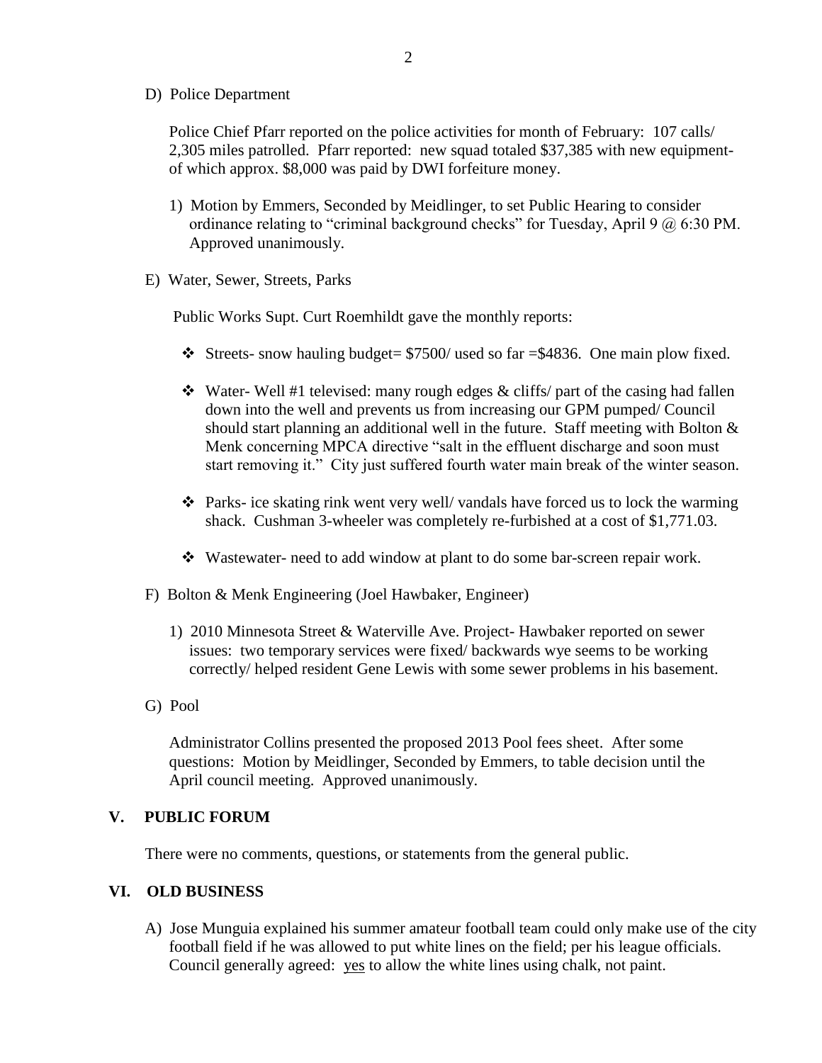D) Police Department

Police Chief Pfarr reported on the police activities for month of February: 107 calls/ 2,305 miles patrolled. Pfarr reported: new squad totaled $37,385 with new equipment- of which approx. $8,000 was paid by DWI forfeiture money.

1) Motion by Emmers, Seconded by Meidlinger, to set Public Hearing to consider ordinance relating to "criminal background checks" for Tuesday, April 9 @ 6:30 PM. Approved unanimously.

E) Water, Sewer, Streets, Parks

Public Works Supt. Curt Roemhildt gave the monthly reports:

- Streets- snow hauling budget= $7500/ used so far =$4836. One main plow fixed.
- Water- Well #1 televised: many rough edges & cliffs/ part of the casing had fallen down into the well and prevents us from increasing our GPM pumped/ Council should start planning an additional well in the future. Staff meeting with Bolton & Menk concerning MPCA directive "salt in the effluent discharge and soon must start removing it." City just suffered fourth water main break of the winter season.
- Parks- ice skating rink went very well/ vandals have forced us to lock the warming shack. Cushman 3-wheeler was completely re-furbished at a cost of $1,771.03.
- Wastewater- need to add window at plant to do some bar-screen repair work.

F) Bolton & Menk Engineering (Joel Hawbaker, Engineer)

1) 2010 Minnesota Street & Waterville Ave. Project- Hawbaker reported on sewer issues: two temporary services were fixed/ backwards wye seems to be working correctly/ helped resident Gene Lewis with some sewer problems in his basement.

G) Pool

Administrator Collins presented the proposed 2013 Pool fees sheet. After some questions: Motion by Meidlinger, Seconded by Emmers, to table decision until the April council meeting. Approved unanimously.

## V. PUBLIC FORUM

There were no comments, questions, or statements from the general public.

## VI. OLD BUSINESS

A) Jose Munguia explained his summer amateur football team could only make use of the city football field if he was allowed to put white lines on the field; per his league officials. Council generally agreed: <u>yes</u> to allow the white lines using chalk, not paint.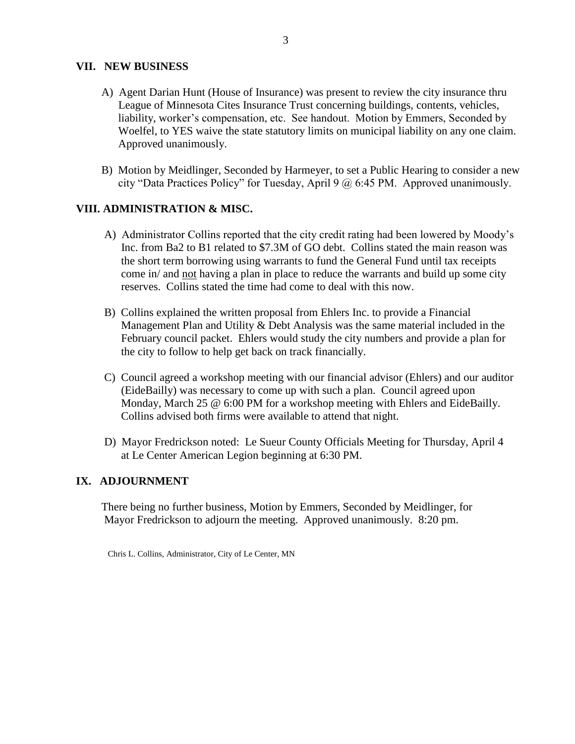## VII. NEW BUSINESS

A) Agent Darian Hunt (House of Insurance) was present to review the city insurance thru League of Minnesota Cites Insurance Trust concerning buildings, contents, vehicles, liability, worker's compensation, etc. See handout. Motion by Emmers, Seconded by Woelfel, to YES waive the state statutory limits on municipal liability on any one claim. Approved unanimously.

B) Motion by Meidlinger, Seconded by Harmeyer, to set a Public Hearing to consider a new city "Data Practices Policy" for Tuesday, April 9 @ 6:45 PM. Approved unanimously.

## VIII. ADMINISTRATION & MISC.

A) Administrator Collins reported that the city credit rating had been lowered by Moody's Inc. from Ba2 to B1 related to $7.3M of GO debt. Collins stated the main reason was the short term borrowing using warrants to fund the General Fund until tax receipts come in/ and <u>not</u> having a plan in place to reduce the warrants and build up some city reserves. Collins stated the time had come to deal with this now.

B) Collins explained the written proposal from Ehlers Inc. to provide a Financial Management Plan and Utility & Debt Analysis was the same material included in the February council packet. Ehlers would study the city numbers and provide a plan for the city to follow to help get back on track financially.

C) Council agreed a workshop meeting with our financial advisor (Ehlers) and our auditor (EideBailly) was necessary to come up with such a plan. Council agreed upon Monday, March 25 @ 6:00 PM for a workshop meeting with Ehlers and EideBailly. Collins advised both firms were available to attend that night.

D) Mayor Fredrickson noted: Le Sueur County Officials Meeting for Thursday, April 4 at Le Center American Legion beginning at 6:30 PM.

## IX. ADJOURNMENT

There being no further business, Motion by Emmers, Seconded by Meidlinger, for Mayor Fredrickson to adjourn the meeting. Approved unanimously. 8:20 pm.

Chris L. Collins, Administrator, City of Le Center, MN